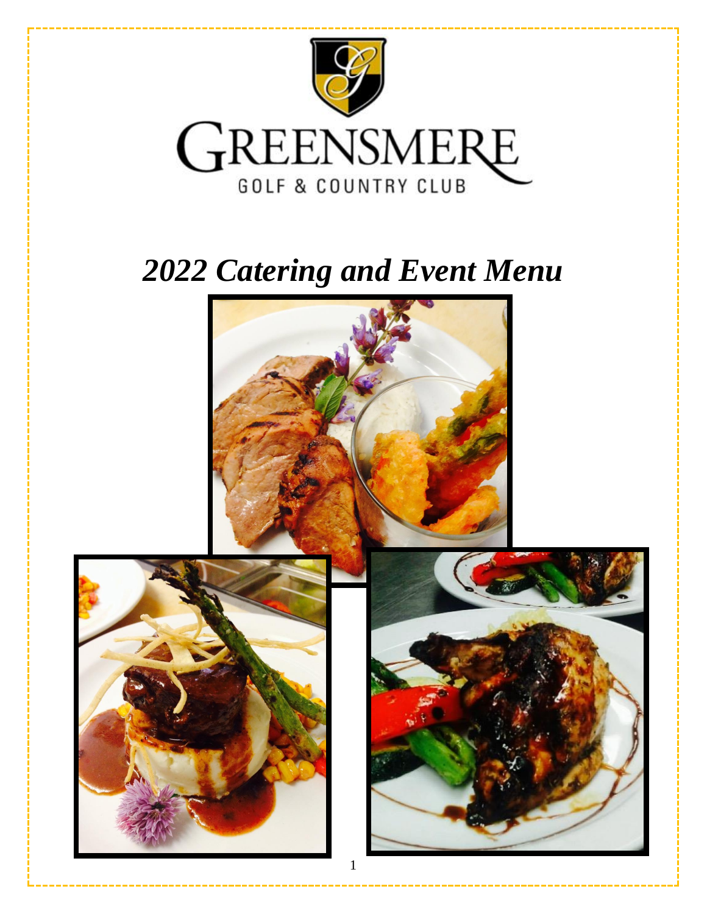# GREENSMERE

GOLF & COUNTRY CLUB

# *2022 Catering and Event Menu*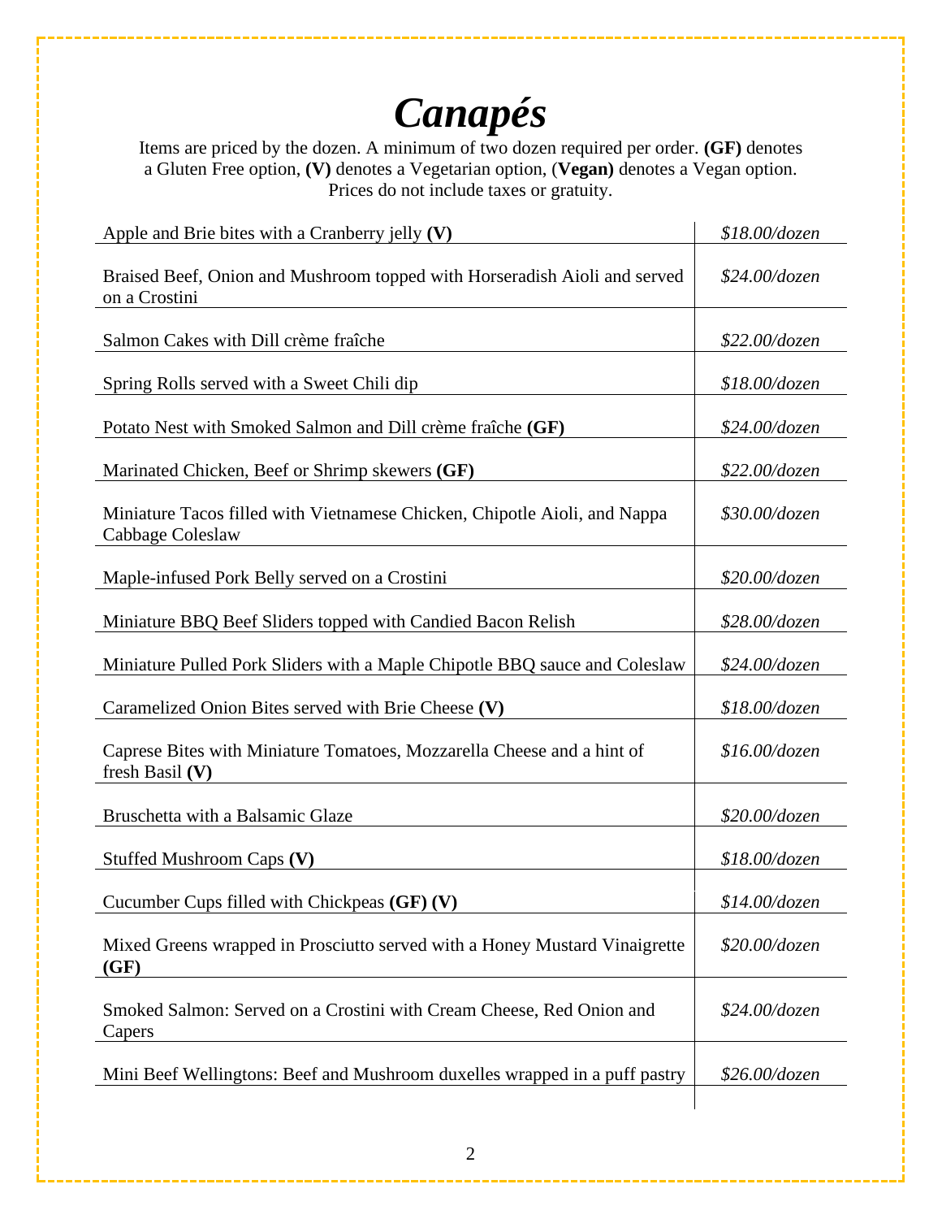# *Canapés*

Items are priced by the dozen. A minimum of two dozen required per order. **(GF)** denotes a Gluten Free option, **(V)** denotes a Vegetarian option, (**Vegan)** denotes a Vegan option. Prices do not include taxes or gratuity.

| | |
|---|---|
| Apple and Brie bites with a Cranberry jelly **(V)** | *$18.00/dozen* |
| Braised Beef, Onion and Mushroom topped with Horseradish Aioli and served on a Crostini | *$24.00/dozen* |
| Salmon Cakes with Dill crème fraîche | *$22.00/dozen* |
| Spring Rolls served with a Sweet Chili dip | *$18.00/dozen* |
| Potato Nest with Smoked Salmon and Dill crème fraîche **(GF)** | *$24.00/dozen* |
| Marinated Chicken, Beef or Shrimp skewers **(GF)** | *$22.00/dozen* |
| Miniature Tacos filled with Vietnamese Chicken, Chipotle Aioli, and Nappa Cabbage Coleslaw | *$30.00/dozen* |
| Maple-infused Pork Belly served on a Crostini | *$20.00/dozen* |
| Miniature BBQ Beef Sliders topped with Candied Bacon Relish | *$28.00/dozen* |
| Miniature Pulled Pork Sliders with a Maple Chipotle BBQ sauce and Coleslaw | *$24.00/dozen* |
| Caramelized Onion Bites served with Brie Cheese **(V)** | *$18.00/dozen* |
| Caprese Bites with Miniature Tomatoes, Mozzarella Cheese and a hint of fresh Basil **(V)** | *$16.00/dozen* |
| Bruschetta with a Balsamic Glaze | *$20.00/dozen* |
| Stuffed Mushroom Caps **(V)** | *$18.00/dozen* |
| Cucumber Cups filled with Chickpeas **(GF) (V)** | *$14.00/dozen* |
| Mixed Greens wrapped in Prosciutto served with a Honey Mustard Vinaigrette **(GF)** | *$20.00/dozen* |
| Smoked Salmon: Served on a Crostini with Cream Cheese, Red Onion and Capers | *$24.00/dozen* |
| Mini Beef Wellingtons: Beef and Mushroom duxelles wrapped in a puff pastry | *$26.00/dozen* |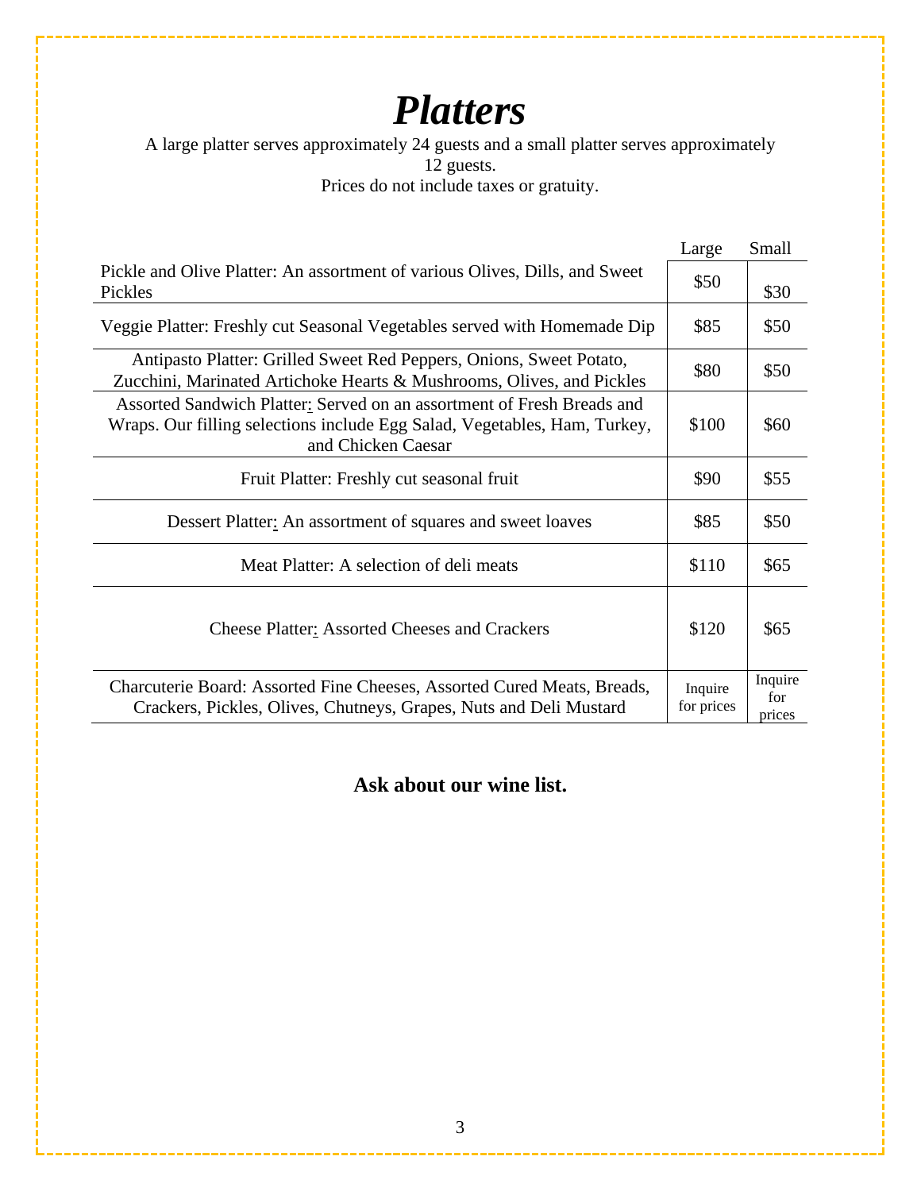# *Platters*

A large platter serves approximately 24 guests and a small platter serves approximately 12 guests.

Prices do not include taxes or gratuity.

| | Large | Small |
|---|---|---|
| Pickle and Olive Platter: An assortment of various Olives, Dills, and Sweet Pickles | $50 | $30 |
| Veggie Platter: Freshly cut Seasonal Vegetables served with Homemade Dip | $85 | $50 |
| Antipasto Platter: Grilled Sweet Red Peppers, Onions, Sweet Potato, Zucchini, Marinated Artichoke Hearts & Mushrooms, Olives, and Pickles | $80 | $50 |
| Assorted Sandwich Platter: Served on an assortment of Fresh Breads and Wraps. Our filling selections include Egg Salad, Vegetables, Ham, Turkey, and Chicken Caesar | $100 | $60 |
| Fruit Platter: Freshly cut seasonal fruit | $90 | $55 |
| Dessert Platter: An assortment of squares and sweet loaves | $85 | $50 |
| Meat Platter: A selection of deli meats | $110 | $65 |
| Cheese Platter: Assorted Cheeses and Crackers | $120 | $65 |
| Charcuterie Board: Assorted Fine Cheeses, Assorted Cured Meats, Breads, Crackers, Pickles, Olives, Chutneys, Grapes, Nuts and Deli Mustard | Inquire for prices | Inquire for prices |

**Ask about our wine list.**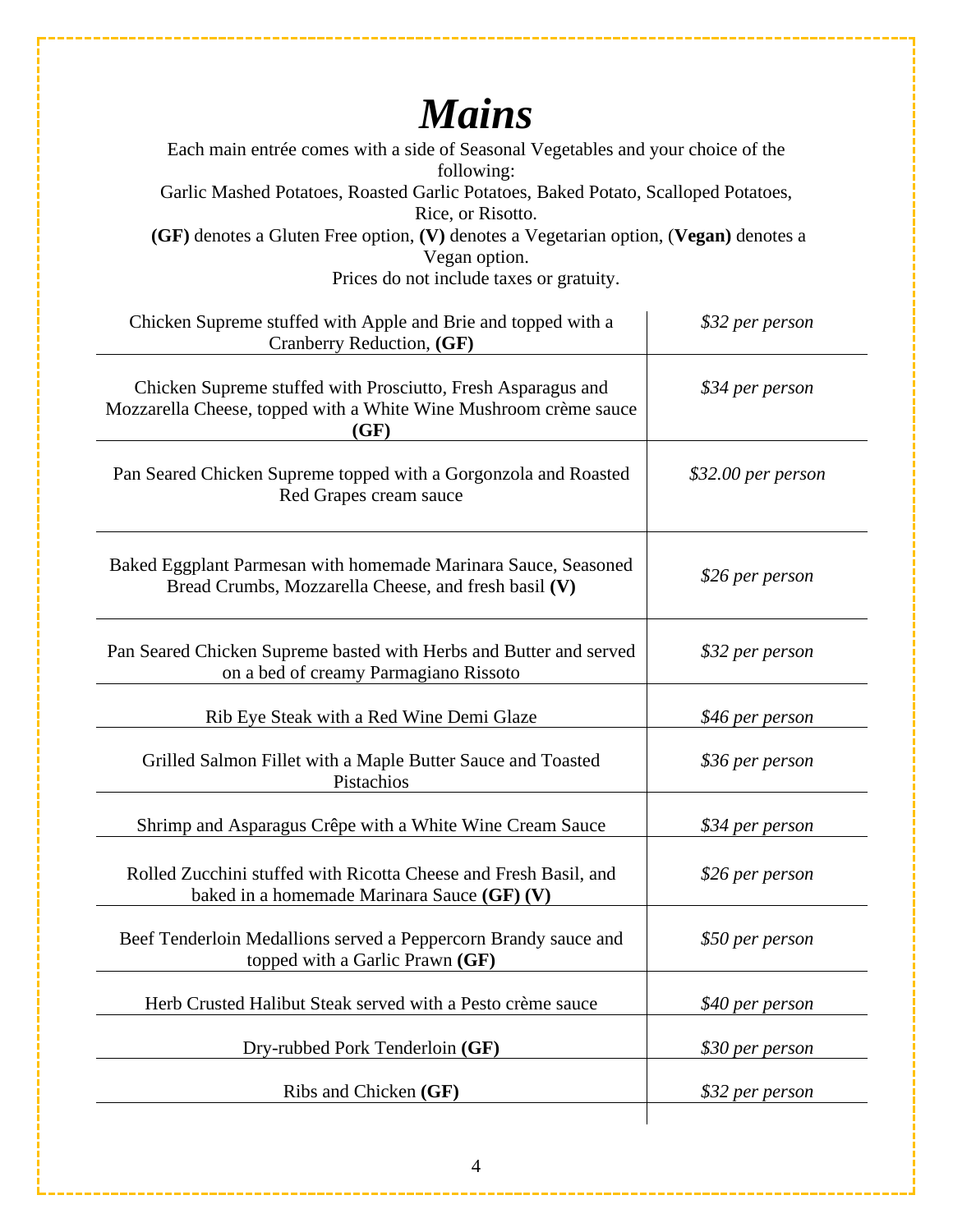# *Mains*

Each main entrée comes with a side of Seasonal Vegetables and your choice of the following:
Garlic Mashed Potatoes, Roasted Garlic Potatoes, Baked Potato, Scalloped Potatoes, Rice, or Risotto.
**(GF)** denotes a Gluten Free option, **(V)** denotes a Vegetarian option, (**Vegan)** denotes a Vegan option.
Prices do not include taxes or gratuity.

| | |
|---|---|
| Chicken Supreme stuffed with Apple and Brie and topped with a Cranberry Reduction, **(GF)** | *$32 per person* |
| Chicken Supreme stuffed with Prosciutto, Fresh Asparagus and Mozzarella Cheese, topped with a White Wine Mushroom crème sauce **(GF)** | *$34 per person* |
| Pan Seared Chicken Supreme topped with a Gorgonzola and Roasted Red Grapes cream sauce | *$32.00 per person* |
| Baked Eggplant Parmesan with homemade Marinara Sauce, Seasoned Bread Crumbs, Mozzarella Cheese, and fresh basil **(V)** | *$26 per person* |
| Pan Seared Chicken Supreme basted with Herbs and Butter and served on a bed of creamy Parmagiano Rissoto | *$32 per person* |
| Rib Eye Steak with a Red Wine Demi Glaze | *$46 per person* |
| Grilled Salmon Fillet with a Maple Butter Sauce and Toasted Pistachios | *$36 per person* |
| Shrimp and Asparagus Crêpe with a White Wine Cream Sauce | *$34 per person* |
| Rolled Zucchini stuffed with Ricotta Cheese and Fresh Basil, and baked in a homemade Marinara Sauce **(GF) (V)** | *$26 per person* |
| Beef Tenderloin Medallions served a Peppercorn Brandy sauce and topped with a Garlic Prawn **(GF)** | *$50 per person* |
| Herb Crusted Halibut Steak served with a Pesto crème sauce | *$40 per person* |
| Dry-rubbed Pork Tenderloin **(GF)** | *$30 per person* |
| Ribs and Chicken **(GF)** | *$32 per person* |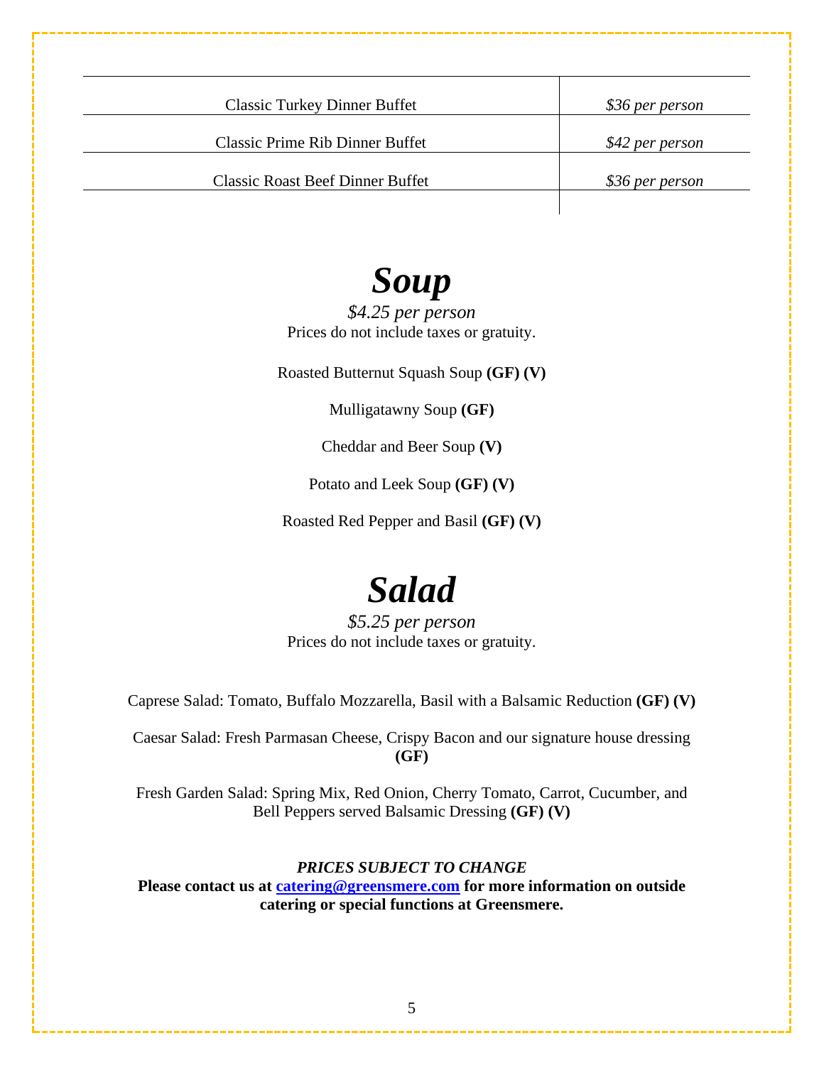| | |
|---|---|
| Classic Turkey Dinner Buffet | *$36 per person* |
| Classic Prime Rib Dinner Buffet | *$42 per person* |
| Classic Roast Beef Dinner Buffet | *$36 per person* |

# ***Soup***

*$4.25 per person*

Prices do not include taxes or gratuity.

Roasted Butternut Squash Soup **(GF) (V)**

Mulligatawny Soup **(GF)**

Cheddar and Beer Soup **(V)**

Potato and Leek Soup **(GF) (V)**

Roasted Red Pepper and Basil **(GF) (V)**

# ***Salad***

*$5.25 per person*

Prices do not include taxes or gratuity.

Caprese Salad: Tomato, Buffalo Mozzarella, Basil with a Balsamic Reduction **(GF) (V)**

Caesar Salad: Fresh Parmasan Cheese, Crispy Bacon and our signature house dressing **(GF)**

Fresh Garden Salad: Spring Mix, Red Onion, Cherry Tomato, Carrot, Cucumber, and Bell Peppers served Balsamic Dressing **(GF) (V)**

***PRICES SUBJECT TO CHANGE***

**Please contact us at [catering@greensmere.com](mailto:catering@greensmere.com) for more information on outside catering or special functions at Greensmere.**